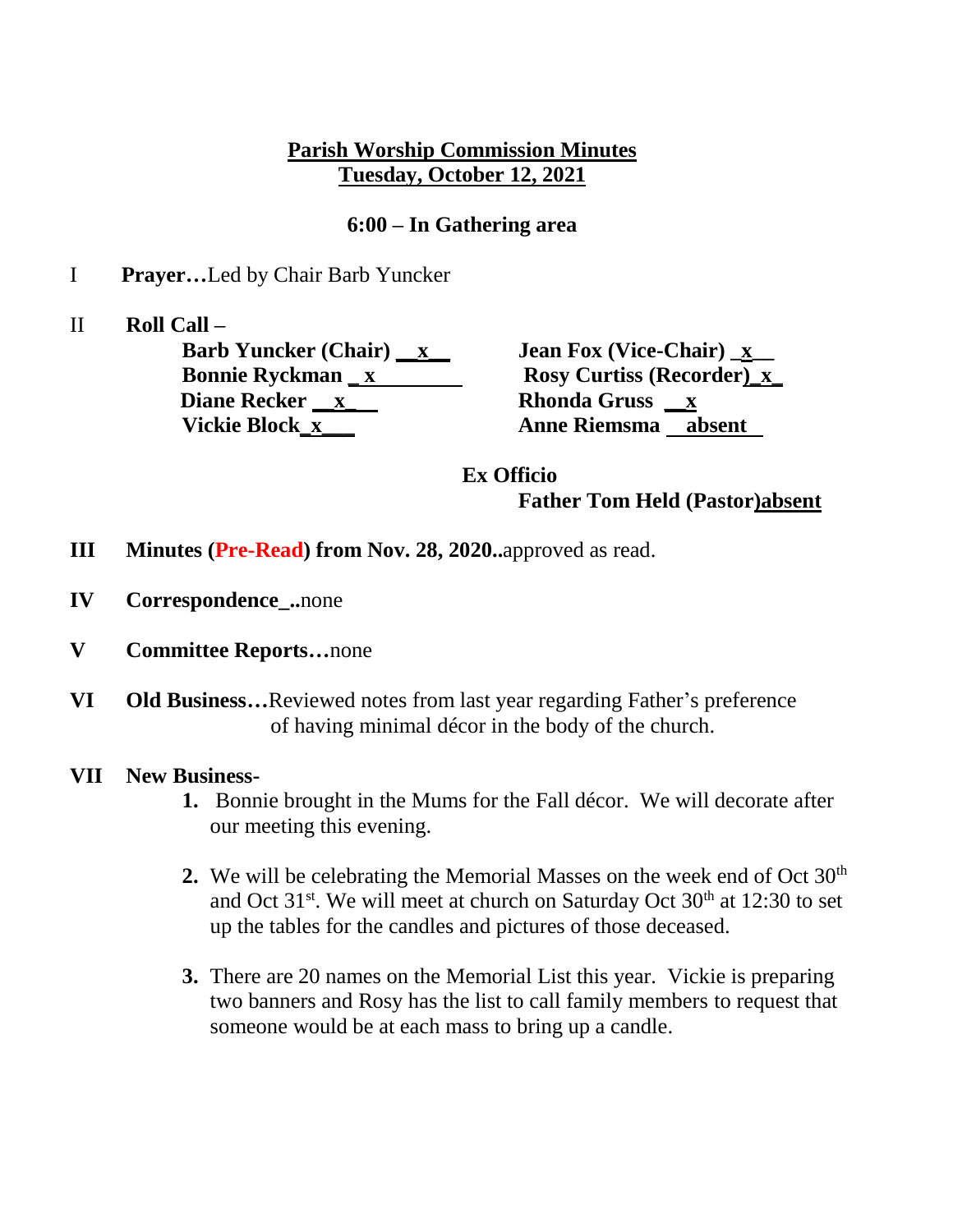# Parish Worship Commission Minutes
## Tuesday, October 12, 2021

**6:00 – In Gathering area**

I **Prayer…**Led by Chair Barb Yuncker

II **Roll Call –**

| | |
|---|---|
| **Barb Yuncker (Chair) \_\_x\_\_** | **Jean Fox (Vice-Chair) \_x\_\_** |
| **Bonnie Ryckman \_ x** | **Rosy Curtiss (Recorder)\_x\_** |
| **Diane Recker \_\_x\_\_** | **Rhonda Gruss \_\_x** |
| **Vickie Block\_x\_\_\_** | **Anne Riemsma \_\_absent** |

**Ex Officio**
**Father Tom Held (Pastor)absent**

**III Minutes (Pre-Read) from Nov. 28, 2020..**approved as read.

**IV Correspondence\_..**none

**V Committee Reports…**none

**VI Old Business…**Reviewed notes from last year regarding Father's preference of having minimal décor in the body of the church.

**VII New Business-**

1. Bonnie brought in the Mums for the Fall décor. We will decorate after our meeting this evening.

2. We will be celebrating the Memorial Masses on the week end of Oct 30th and Oct 31st. We will meet at church on Saturday Oct 30th at 12:30 to set up the tables for the candles and pictures of those deceased.

3. There are 20 names on the Memorial List this year. Vickie is preparing two banners and Rosy has the list to call family members to request that someone would be at each mass to bring up a candle.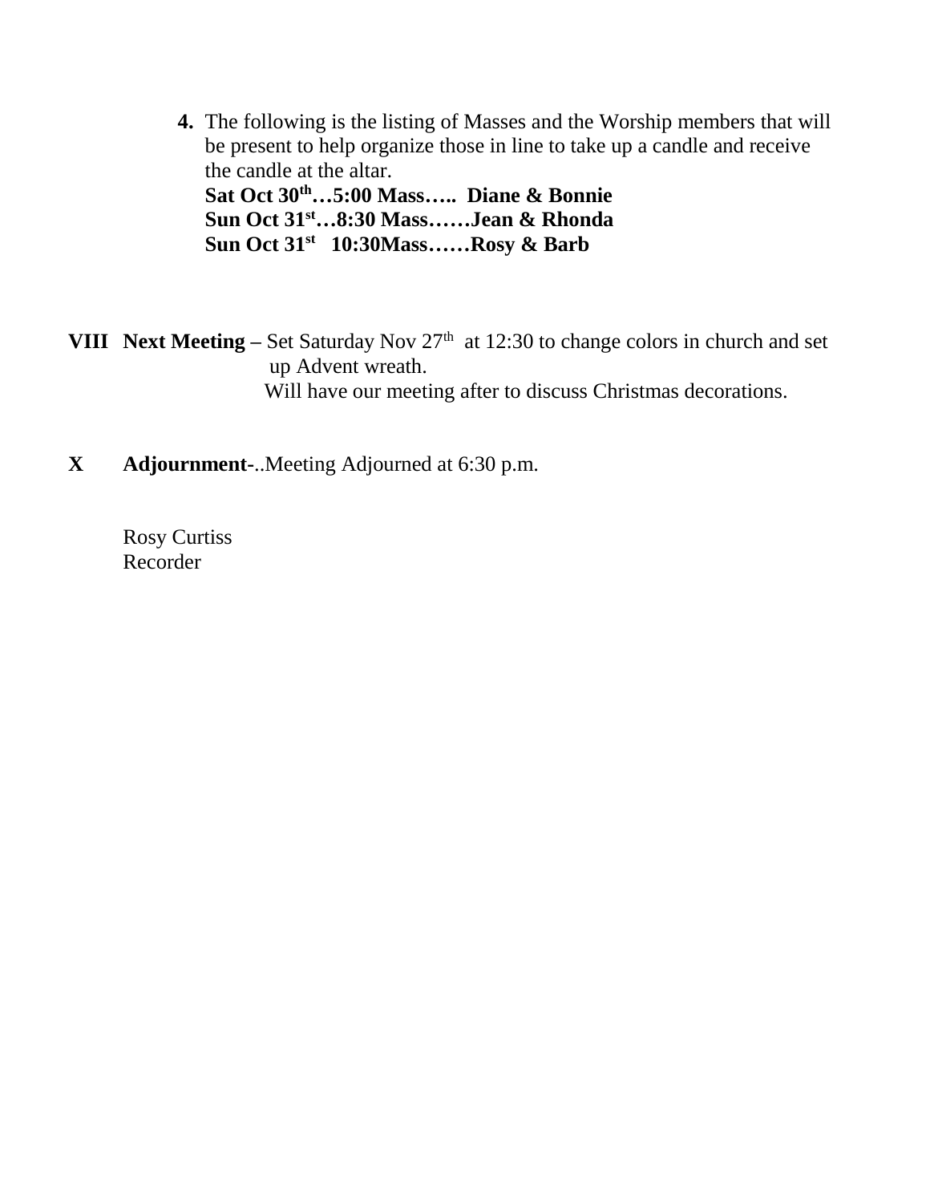4. The following is the listing of Masses and the Worship members that will be present to help organize those in line to take up a candle and receive the candle at the altar.
   **Sat Oct 30th…5:00 Mass….. Diane & Bonnie**
   **Sun Oct 31st…8:30 Mass……Jean & Rhonda**
   **Sun Oct 31st 10:30Mass……Rosy & Barb**

**VIII Next Meeting –** Set Saturday Nov 27th at 12:30 to change colors in church and set up Advent wreath.
Will have our meeting after to discuss Christmas decorations.

**X Adjournment-**..Meeting Adjourned at 6:30 p.m.

Rosy Curtiss
Recorder